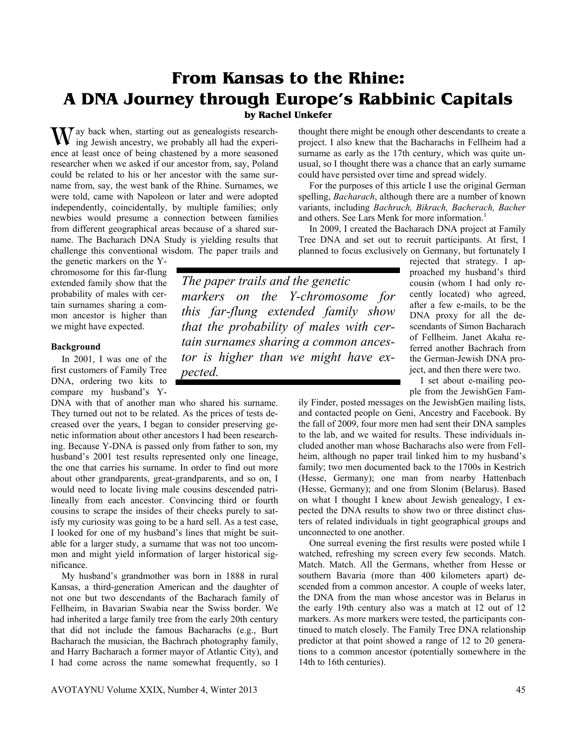# From Kansas to the Rhine: A DNA Journey through Europe's Rabbinic Capitals

**by Rachel Unkefer**

Way back when, starting out as genealogists researching Jewish ancestry, we probably all had the experience at least once of being chastened by a more seasoned researcher when we asked if our ancestor from, say, Poland could be related to his or her ancestor with the same surname from, say, the west bank of the Rhine. Surnames, we were told, came with Napoleon or later and were adopted independently, coincidentally, by multiple families; only newbies would presume a connection between families from different geographical areas because of a shared surname. The Bacharach DNA Study is yielding results that challenge this conventional wisdom. The paper trails and the genetic markers on the Y-chromosome for this far-flung extended family show that the probability of males with certain surnames sharing a common ancestor is higher than we might have expected.

> *The paper trails and the genetic markers on the Y-chromosome for this far-flung extended family show that the probability of males with certain surnames sharing a common ancestor is higher than we might have expected.*

### Background

In 2001, I was one of the first customers of Family Tree DNA, ordering two kits to compare my husband's Y-DNA with that of another man who shared his surname. They turned out not to be related. As the prices of tests decreased over the years, I began to consider preserving genetic information about other ancestors I had been researching. Because Y-DNA is passed only from father to son, my husband's 2001 test results represented only one lineage, the one that carries his surname. In order to find out more about other grandparents, great-grandparents, and so on, I would need to locate living male cousins descended patrilineally from each ancestor. Convincing third or fourth cousins to scrape the insides of their cheeks purely to satisfy my curiosity was going to be a hard sell. As a test case, I looked for one of my husband's lines that might be suitable for a larger study, a surname that was not too uncommon and might yield information of larger historical significance.

My husband's grandmother was born in 1888 in rural Kansas, a third-generation American and the daughter of not one but two descendants of the Bacharach family of Fellheim, in Bavarian Swabia near the Swiss border. We had inherited a large family tree from the early 20th century that did not include the famous Bacharachs (e.g., Burt Bacharach the musician, the Bachrach photography family, and Harry Bacharach a former mayor of Atlantic City), and I had come across the name somewhat frequently, so I thought there might be enough other descendants to create a project. I also knew that the Bacharachs in Fellheim had a surname as early as the 17th century, which was quite unusual, so I thought there was a chance that an early surname could have persisted over time and spread widely.

For the purposes of this article I use the original German spelling, *Bacharach*, although there are a number of known variants, including *Bachrach, Bikrach, Bacherach, Bacher* and others. See Lars Menk for more information.[1]

In 2009, I created the Bacharach DNA project at Family Tree DNA and set out to recruit participants. At first, I planned to focus exclusively on Germany, but fortunately I rejected that strategy. I approached my husband's third cousin (whom I had only recently located) who agreed, after a few e-mails, to be the DNA proxy for all the descendants of Simon Bacharach of Fellheim. Janet Akaha referred another Bachrach from the German-Jewish DNA project, and then there were two.

I set about e-mailing people from the JewishGen Family Finder, posted messages on the JewishGen mailing lists, and contacted people on Geni, Ancestry and Facebook. By the fall of 2009, four more men had sent their DNA samples to the lab, and we waited for results. These individuals included another man whose Bacharachs also were from Fellheim, although no paper trail linked him to my husband's family; two men documented back to the 1700s in Kestrich (Hesse, Germany); one man from nearby Hattenbach (Hesse, Germany); and one from Slonim (Belarus). Based on what I thought I knew about Jewish genealogy, I expected the DNA results to show two or three distinct clusters of related individuals in tight geographical groups and unconnected to one another.

One surreal evening the first results were posted while I watched, refreshing my screen every few seconds. Match. Match. Match. All the Germans, whether from Hesse or southern Bavaria (more than 400 kilometers apart) descended from a common ancestor. A couple of weeks later, the DNA from the man whose ancestor was in Belarus in the early 19th century also was a match at 12 out of 12 markers. As more markers were tested, the participants continued to match closely. The Family Tree DNA relationship predictor at that point showed a range of 12 to 20 generations to a common ancestor (potentially somewhere in the 14th to 16th centuries).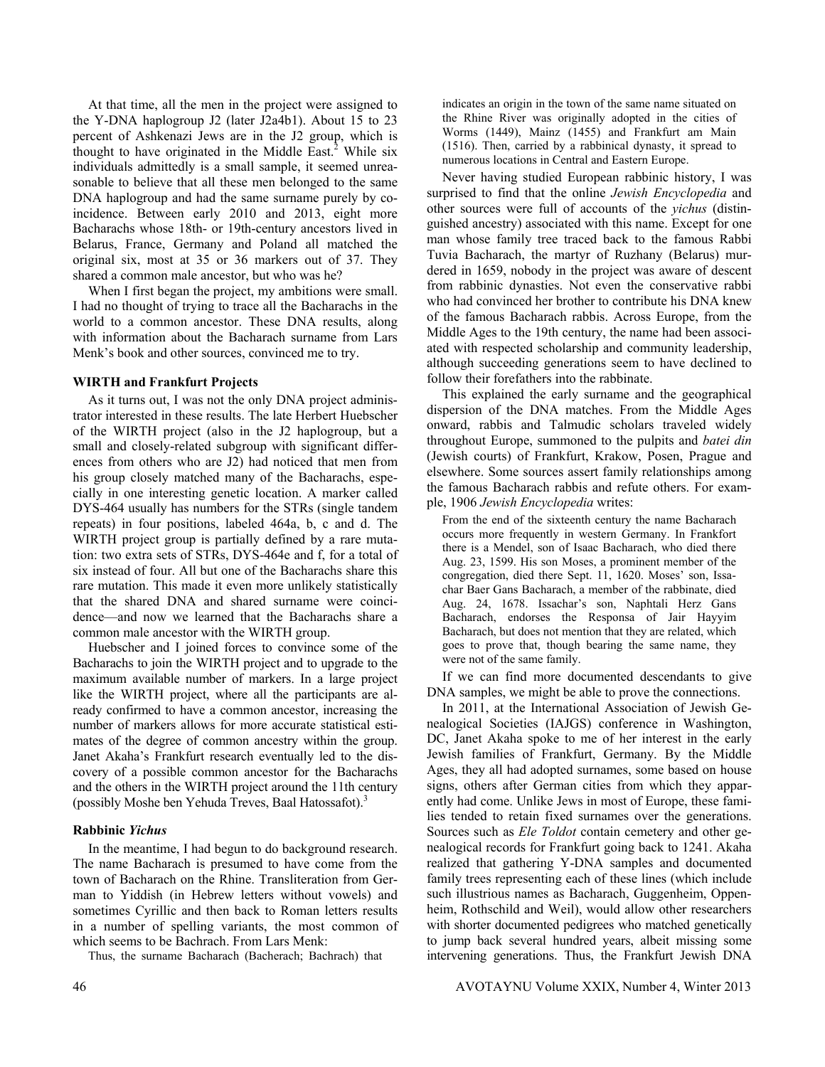At that time, all the men in the project were assigned to the Y-DNA haplogroup J2 (later J2a4b1). About 15 to 23 percent of Ashkenazi Jews are in the J2 group, which is thought to have originated in the Middle East.[2] While six individuals admittedly is a small sample, it seemed unreasonable to believe that all these men belonged to the same DNA haplogroup and had the same surname purely by coincidence. Between early 2010 and 2013, eight more Bacharachs whose 18th- or 19th-century ancestors lived in Belarus, France, Germany and Poland all matched the original six, most at 35 or 36 markers out of 37. They shared a common male ancestor, but who was he?

When I first began the project, my ambitions were small. I had no thought of trying to trace all the Bacharachs in the world to a common ancestor. These DNA results, along with information about the Bacharach surname from Lars Menk's book and other sources, convinced me to try.

### WIRTH and Frankfurt Projects

As it turns out, I was not the only DNA project administrator interested in these results. The late Herbert Huebscher of the WIRTH project (also in the J2 haplogroup, but a small and closely-related subgroup with significant differences from others who are J2) had noticed that men from his group closely matched many of the Bacharachs, especially in one interesting genetic location. A marker called DYS-464 usually has numbers for the STRs (single tandem repeats) in four positions, labeled 464a, b, c and d. The WIRTH project group is partially defined by a rare mutation: two extra sets of STRs, DYS-464e and f, for a total of six instead of four. All but one of the Bacharachs share this rare mutation. This made it even more unlikely statistically that the shared DNA and shared surname were coincidence—and now we learned that the Bacharachs share a common male ancestor with the WIRTH group.

Huebscher and I joined forces to convince some of the Bacharachs to join the WIRTH project and to upgrade to the maximum available number of markers. In a large project like the WIRTH project, where all the participants are already confirmed to have a common ancestor, increasing the number of markers allows for more accurate statistical estimates of the degree of common ancestry within the group. Janet Akaha's Frankfurt research eventually led to the discovery of a possible common ancestor for the Bacharachs and the others in the WIRTH project around the 11th century (possibly Moshe ben Yehuda Treves, Baal Hatossafot).[3]

### Rabbinic *Yichus*

In the meantime, I had begun to do background research. The name Bacharach is presumed to have come from the town of Bacharach on the Rhine. Transliteration from German to Yiddish (in Hebrew letters without vowels) and sometimes Cyrillic and then back to Roman letters results in a number of spelling variants, the most common of which seems to be Bachrach. From Lars Menk:

> Thus, the surname Bacharach (Bacherach; Bachrach) that indicates an origin in the town of the same name situated on the Rhine River was originally adopted in the cities of Worms (1449), Mainz (1455) and Frankfurt am Main (1516). Then, carried by a rabbinical dynasty, it spread to numerous locations in Central and Eastern Europe.

Never having studied European rabbinic history, I was surprised to find that the online *Jewish Encyclopedia* and other sources were full of accounts of the *yichus* (distinguished ancestry) associated with this name. Except for one man whose family tree traced back to the famous Rabbi Tuvia Bacharach, the martyr of Ruzhany (Belarus) murdered in 1659, nobody in the project was aware of descent from rabbinic dynasties. Not even the conservative rabbi who had convinced her brother to contribute his DNA knew of the famous Bacharach rabbis. Across Europe, from the Middle Ages to the 19th century, the name had been associated with respected scholarship and community leadership, although succeeding generations seem to have declined to follow their forefathers into the rabbinate.

This explained the early surname and the geographical dispersion of the DNA matches. From the Middle Ages onward, rabbis and Talmudic scholars traveled widely throughout Europe, summoned to the pulpits and *batei din* (Jewish courts) of Frankfurt, Krakow, Posen, Prague and elsewhere. Some sources assert family relationships among the famous Bacharach rabbis and refute others. For example, 1906 *Jewish Encyclopedia* writes:

> From the end of the sixteenth century the name Bacharach occurs more frequently in western Germany. In Frankfort there is a Mendel, son of Isaac Bacharach, who died there Aug. 23, 1599. His son Moses, a prominent member of the congregation, died there Sept. 11, 1620. Moses' son, Issachar Baer Gans Bacharach, a member of the rabbinate, died Aug. 24, 1678. Issachar's son, Naphtali Herz Gans Bacharach, endorses the Responsa of Jair Hayyim Bacharach, but does not mention that they are related, which goes to prove that, though bearing the same name, they were not of the same family.

If we can find more documented descendants to give DNA samples, we might be able to prove the connections.

In 2011, at the International Association of Jewish Genealogical Societies (IAJGS) conference in Washington, DC, Janet Akaha spoke to me of her interest in the early Jewish families of Frankfurt, Germany. By the Middle Ages, they all had adopted surnames, some based on house signs, others after German cities from which they apparently had come. Unlike Jews in most of Europe, these families tended to retain fixed surnames over the generations. Sources such as *Ele Toldot* contain cemetery and other genealogical records for Frankfurt going back to 1241. Akaha realized that gathering Y-DNA samples and documented family trees representing each of these lines (which include such illustrious names as Bacharach, Guggenheim, Oppenheim, Rothschild and Weil), would allow other researchers with shorter documented pedigrees who matched genetically to jump back several hundred years, albeit missing some intervening generations. Thus, the Frankfurt Jewish DNA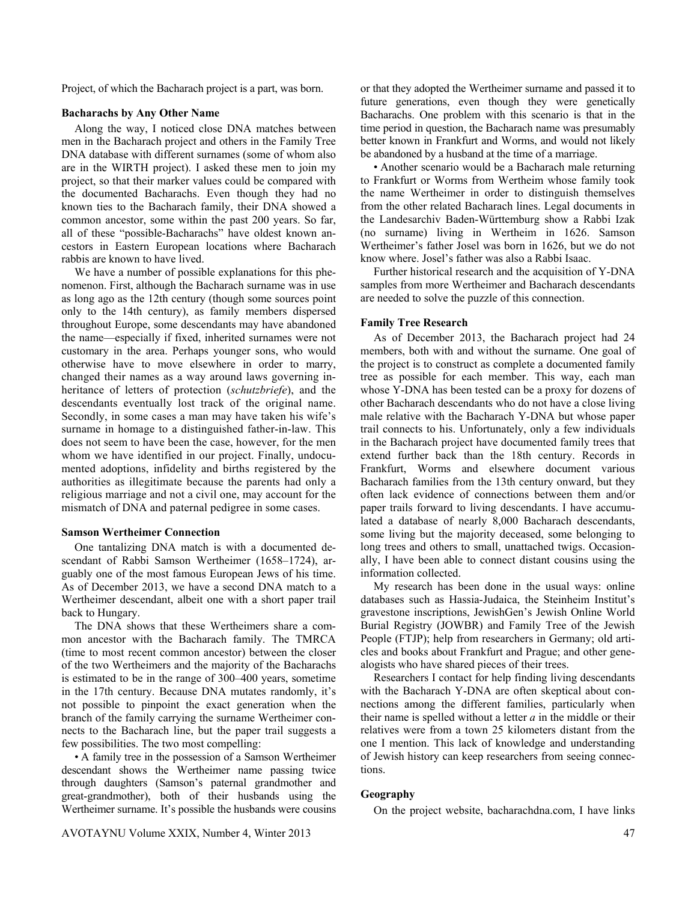Project, of which the Bacharach project is a part, was born.

### Bacharachs by Any Other Name

Along the way, I noticed close DNA matches between men in the Bacharach project and others in the Family Tree DNA database with different surnames (some of whom also are in the WIRTH project). I asked these men to join my project, so that their marker values could be compared with the documented Bacharachs. Even though they had no known ties to the Bacharach family, their DNA showed a common ancestor, some within the past 200 years. So far, all of these "possible-Bacharachs" have oldest known ancestors in Eastern European locations where Bacharach rabbis are known to have lived.

We have a number of possible explanations for this phenomenon. First, although the Bacharach surname was in use as long ago as the 12th century (though some sources point only to the 14th century), as family members dispersed throughout Europe, some descendants may have abandoned the name—especially if fixed, inherited surnames were not customary in the area. Perhaps younger sons, who would otherwise have to move elsewhere in order to marry, changed their names as a way around laws governing inheritance of letters of protection (*schutzbriefe*), and the descendants eventually lost track of the original name. Secondly, in some cases a man may have taken his wife's surname in homage to a distinguished father-in-law. This does not seem to have been the case, however, for the men whom we have identified in our project. Finally, undocumented adoptions, infidelity and births registered by the authorities as illegitimate because the parents had only a religious marriage and not a civil one, may account for the mismatch of DNA and paternal pedigree in some cases.

### Samson Wertheimer Connection

One tantalizing DNA match is with a documented descendant of Rabbi Samson Wertheimer (1658–1724), arguably one of the most famous European Jews of his time. As of December 2013, we have a second DNA match to a Wertheimer descendant, albeit one with a short paper trail back to Hungary.

The DNA shows that these Wertheimers share a common ancestor with the Bacharach family. The TMRCA (time to most recent common ancestor) between the closer of the two Wertheimers and the majority of the Bacharachs is estimated to be in the range of 300–400 years, sometime in the 17th century. Because DNA mutates randomly, it's not possible to pinpoint the exact generation when the branch of the family carrying the surname Wertheimer connects to the Bacharach line, but the paper trail suggests a few possibilities. The two most compelling:

- A family tree in the possession of a Samson Wertheimer descendant shows the Wertheimer name passing twice through daughters (Samson's paternal grandmother and great-grandmother), both of their husbands using the Wertheimer surname. It's possible the husbands were cousins or that they adopted the Wertheimer surname and passed it to future generations, even though they were genetically Bacharachs. One problem with this scenario is that in the time period in question, the Bacharach name was presumably better known in Frankfurt and Worms, and would not likely be abandoned by a husband at the time of a marriage.
- Another scenario would be a Bacharach male returning to Frankfurt or Worms from Wertheim whose family took the name Wertheimer in order to distinguish themselves from the other related Bacharach lines. Legal documents in the Landesarchiv Baden-Württemburg show a Rabbi Izak (no surname) living in Wertheim in 1626. Samson Wertheimer's father Josel was born in 1626, but we do not know where. Josel's father was also a Rabbi Isaac.

Further historical research and the acquisition of Y-DNA samples from more Wertheimer and Bacharach descendants are needed to solve the puzzle of this connection.

### Family Tree Research

As of December 2013, the Bacharach project had 24 members, both with and without the surname. One goal of the project is to construct as complete a documented family tree as possible for each member. This way, each man whose Y-DNA has been tested can be a proxy for dozens of other Bacharach descendants who do not have a close living male relative with the Bacharach Y-DNA but whose paper trail connects to his. Unfortunately, only a few individuals in the Bacharach project have documented family trees that extend further back than the 18th century. Records in Frankfurt, Worms and elsewhere document various Bacharach families from the 13th century onward, but they often lack evidence of connections between them and/or paper trails forward to living descendants. I have accumulated a database of nearly 8,000 Bacharach descendants, some living but the majority deceased, some belonging to long trees and others to small, unattached twigs. Occasionally, I have been able to connect distant cousins using the information collected.

My research has been done in the usual ways: online databases such as Hassia-Judaica, the Steinheim Institut's gravestone inscriptions, JewishGen's Jewish Online World Burial Registry (JOWBR) and Family Tree of the Jewish People (FTJP); help from researchers in Germany; old articles and books about Frankfurt and Prague; and other genealogists who have shared pieces of their trees.

Researchers I contact for help finding living descendants with the Bacharach Y-DNA are often skeptical about connections among the different families, particularly when their name is spelled without a letter *a* in the middle or their relatives were from a town 25 kilometers distant from the one I mention. This lack of knowledge and understanding of Jewish history can keep researchers from seeing connections.

### Geography

On the project website, bacharachdna.com, I have links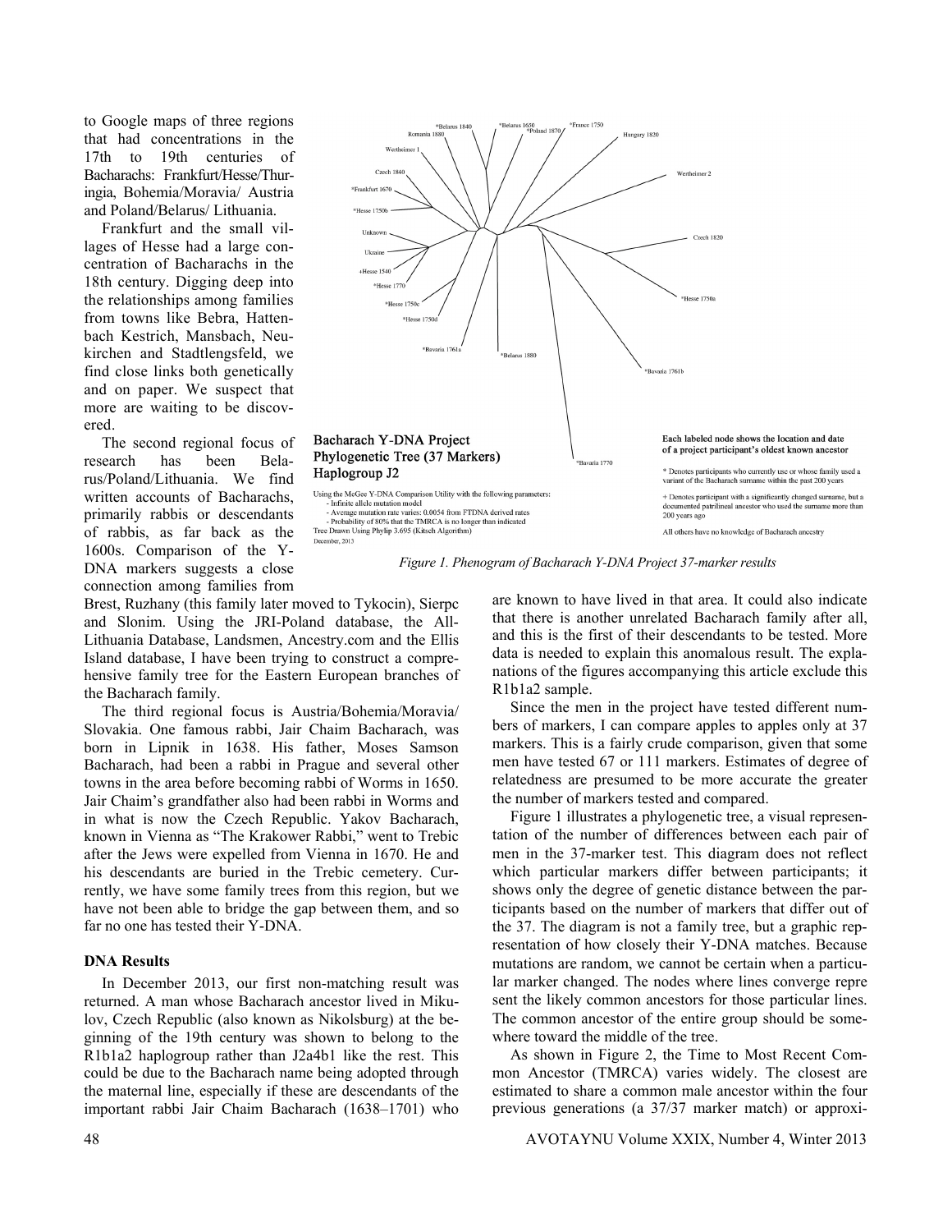to Google maps of three regions that had concentrations in the 17th to 19th centuries of Bacharachs: Frankfurt/Hesse/Thuringia, Bohemia/Moravia/ Austria and Poland/Belarus/ Lithuania.

Frankfurt and the small villages of Hesse had a large concentration of Bacharachs in the 18th century. Digging deep into the relationships among families from towns like Bebra, Hattenbach Kestrich, Mansbach, Neukirchen and Stadtlengsfeld, we find close links both genetically and on paper. We suspect that more are waiting to be discovered.

The second regional focus of research has been Belarus/Poland/Lithuania. We find written accounts of Bacharachs, primarily rabbis or descendants of rabbis, as far back as the 1600s. Comparison of the Y-DNA markers suggests a close connection among families from Brest, Ruzhany (this family later moved to Tykocin), Sierpc and Slonim. Using the JRI-Poland database, the All-Lithuania Database, Landsmen, Ancestry.com and the Ellis Island database, I have been trying to construct a comprehensive family tree for the Eastern European branches of the Bacharach family.

The third regional focus is Austria/Bohemia/Moravia/ Slovakia. One famous rabbi, Jair Chaim Bacharach, was born in Lipnik in 1638. His father, Moses Samson Bacharach, had been a rabbi in Prague and several other towns in the area before becoming rabbi of Worms in 1650. Jair Chaim's grandfather also had been rabbi in Worms and in what is now the Czech Republic. Yakov Bacharach, known in Vienna as "The Krakower Rabbi," went to Trebic after the Jews were expelled from Vienna in 1670. He and his descendants are buried in the Trebic cemetery. Currently, we have some family trees from this region, but we have not been able to bridge the gap between them, and so far no one has tested their Y-DNA.

**Bacharach Y-DNA Project Phylogenetic Tree (37 Markers) Haplogroup J2**

Using the McGee Y-DNA Comparison Utility with the following parameters:
- Infinite allele mutation model
- Average mutation rate varies: 0.0054 from FTDNA derived rates
- Probability of 80% that the TMRCA is no longer than indicated

Tree Drawn Using Phylip 3.695 (Kitsch Algorithm)
December, 2013

Each labeled node shows the location and date of a project participant's oldest known ancestor

\* Denotes participants who currently use or whose family used a variant of the Bacharach surname within the past 200 years

\+ Denotes participant with a significantly changed surname, but a documented patrilineal ancestor who used the surname more than 200 years ago

All others have no knowledge of Bacharach ancestry

*Figure 1. Phenogram of Bacharach Y-DNA Project 37-marker results*

### DNA Results

In December 2013, our first non-matching result was returned. A man whose Bacharach ancestor lived in Mikulov, Czech Republic (also known as Nikolsburg) at the beginning of the 19th century was shown to belong to the R1b1a2 haplogroup rather than J2a4b1 like the rest. This could be due to the Bacharach name being adopted through the maternal line, especially if these are descendants of the important rabbi Jair Chaim Bacharach (1638–1701) who are known to have lived in that area. It could also indicate that there is another unrelated Bacharach family after all, and this is the first of their descendants to be tested. More data is needed to explain this anomalous result. The explanations of the figures accompanying this article exclude this R1b1a2 sample.

Since the men in the project have tested different numbers of markers, I can compare apples to apples only at 37 markers. This is a fairly crude comparison, given that some men have tested 67 or 111 markers. Estimates of degree of relatedness are presumed to be more accurate the greater the number of markers tested and compared.

Figure 1 illustrates a phylogenetic tree, a visual representation of the number of differences between each pair of men in the 37-marker test. This diagram does not reflect which particular markers differ between participants; it shows only the degree of genetic distance between the participants based on the number of markers that differ out of the 37. The diagram is not a family tree, but a graphic representation of how closely their Y-DNA matches. Because mutations are random, we cannot be certain when a particular marker changed. The nodes where lines converge represent the likely common ancestors for those particular lines. The common ancestor of the entire group should be somewhere toward the middle of the tree.

As shown in Figure 2, the Time to Most Recent Common Ancestor (TMRCA) varies widely. The closest are estimated to share a common male ancestor within the four previous generations (a 37/37 marker match) or approxi-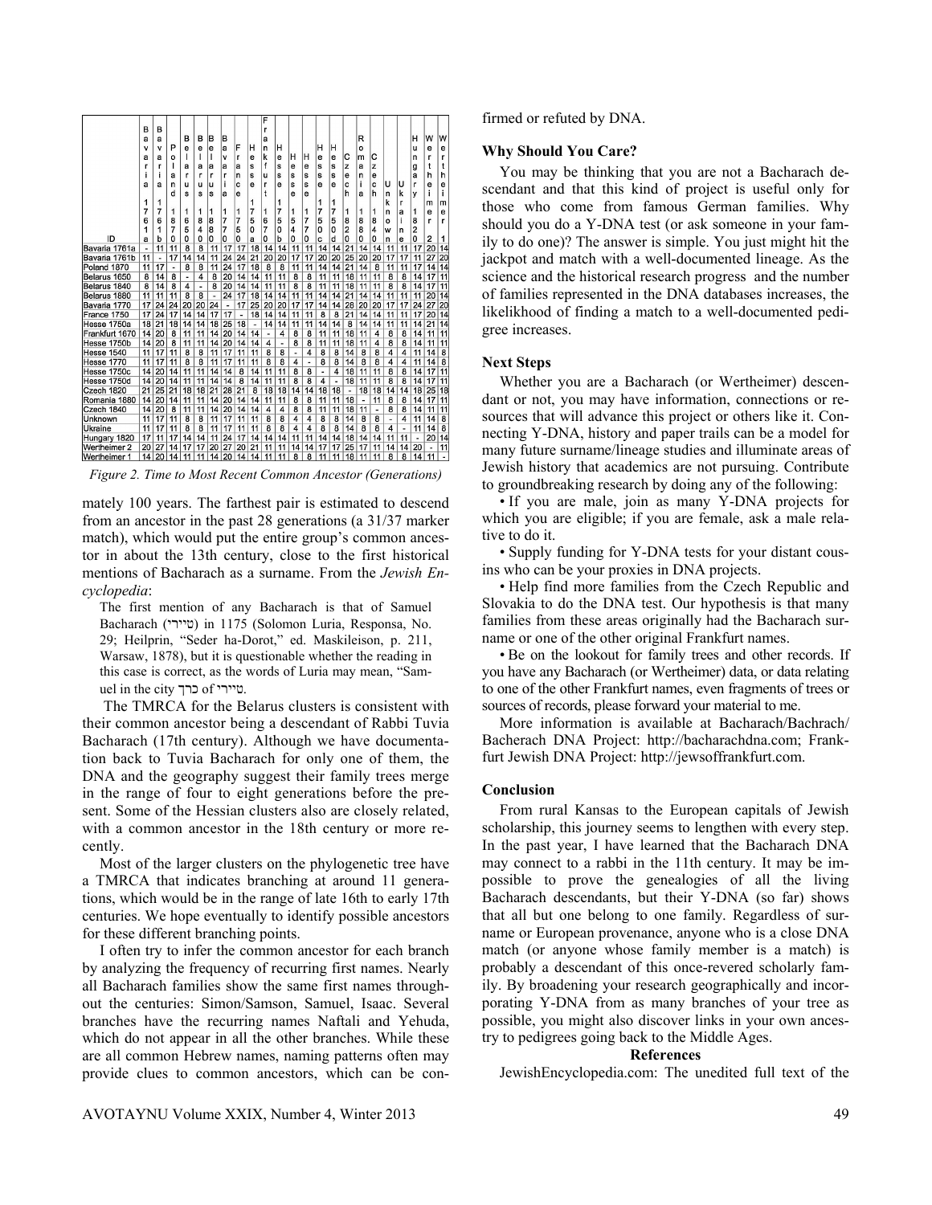| ID | Bavaria 1761a | Bavaria 1761b | Poland 1870 | Belarus 1650 | Belarus 1840 | Belarus 1880 | Bavaria 1770 | France 1750 | Hesse 1750a | Frankfurt 1670 | Hesse 1750b | Hesse 1540 | Hesse 1770 | Hesse 1750c | Hesse 1750d | Czech 1820 | Romania 1880 | Czech 1840 | Unknown | Ukraine | Hungary 1820 | Wertheimer 2 | Wertheimer 1 |
|---|---|---|---|---|---|---|---|---|---|---|---|---|---|---|---|---|---|---|---|---|---|---|---|
| Bavaria 1761a | - | 11 | 11 | 8 | 8 | 11 | 17 | 17 | 18 | 14 | 14 | 11 | 11 | 14 | 14 | 21 | 14 | 14 | 11 | 11 | 17 | 20 | 14 |
| Bavaria 1761b | 11 | - | 17 | 14 | 14 | 11 | 24 | 24 | 21 | 20 | 20 | 17 | 17 | 20 | 20 | 25 | 20 | 20 | 17 | 17 | 11 | 27 | 20 |
| Poland 1870 | 11 | 17 | - | 8 | 8 | 11 | 24 | 17 | 18 | 8 | 8 | 11 | 11 | 14 | 14 | 21 | 14 | 8 | 11 | 11 | 17 | 14 | 14 |
| Belarus 1650 | 8 | 14 | 8 | - | 4 | 8 | 20 | 14 | 14 | 11 | 11 | 8 | 8 | 11 | 11 | 18 | 11 | 11 | 8 | 8 | 14 | 17 | 11 |
| Belarus 1840 | 8 | 14 | 8 | 4 | - | 8 | 20 | 14 | 14 | 11 | 11 | 8 | 8 | 11 | 11 | 18 | 11 | 11 | 8 | 8 | 14 | 17 | 11 |
| Belarus 1880 | 11 | 11 | 11 | 8 | 8 | - | 24 | 17 | 18 | 14 | 14 | 11 | 11 | 14 | 14 | 21 | 14 | 14 | 11 | 11 | 11 | 20 | 14 |
| Bavaria 1770 | 17 | 24 | 24 | 20 | 20 | 24 | - | 17 | 25 | 20 | 20 | 17 | 17 | 14 | 14 | 28 | 20 | 20 | 17 | 17 | 24 | 27 | 20 |
| France 1750 | 17 | 24 | 17 | 14 | 14 | 17 | 17 | - | 18 | 14 | 14 | 11 | 11 | 8 | 8 | 21 | 14 | 14 | 11 | 11 | 17 | 20 | 14 |
| Hesse 1750a | 18 | 21 | 18 | 14 | 14 | 18 | 25 | 18 | - | 14 | 14 | 11 | 11 | 14 | 14 | 8 | 14 | 14 | 11 | 11 | 14 | 21 | 14 |
| Frankfurt 1670 | 14 | 20 | 8 | 11 | 11 | 14 | 20 | 14 | 14 | - | 4 | 8 | 8 | 11 | 11 | 18 | 11 | 4 | 8 | 8 | 14 | 11 | 11 |
| Hesse 1750b | 14 | 20 | 8 | 11 | 11 | 14 | 20 | 14 | 14 | 4 | - | 8 | 8 | 11 | 11 | 18 | 11 | 4 | 8 | 8 | 14 | 11 | 11 |
| Hesse 1540 | 11 | 17 | 11 | 8 | 8 | 11 | 17 | 11 | 11 | 8 | 8 | - | 4 | 8 | 8 | 14 | 8 | 8 | 4 | 4 | 11 | 14 | 8 |
| Hesse 1770 | 11 | 17 | 11 | 8 | 8 | 11 | 17 | 11 | 11 | 8 | 8 | 4 | - | 8 | 8 | 14 | 8 | 8 | 4 | 4 | 11 | 14 | 8 |
| Hesse 1750c | 14 | 20 | 14 | 11 | 11 | 14 | 14 | 8 | 14 | 11 | 11 | 8 | 8 | - | 4 | 18 | 11 | 11 | 8 | 8 | 14 | 17 | 11 |
| Hesse 1750d | 14 | 20 | 14 | 11 | 11 | 14 | 14 | 8 | 14 | 11 | 11 | 8 | 8 | 4 | - | 18 | 11 | 11 | 8 | 8 | 14 | 17 | 11 |
| Czech 1820 | 21 | 25 | 21 | 18 | 18 | 21 | 28 | 21 | 8 | 18 | 18 | 14 | 14 | 18 | 18 | - | 18 | 18 | 14 | 14 | 18 | 25 | 18 |
| Romania 1880 | 14 | 20 | 14 | 11 | 11 | 14 | 20 | 14 | 14 | 11 | 11 | 8 | 8 | 11 | 11 | 18 | - | 11 | 8 | 8 | 14 | 17 | 11 |
| Czech 1840 | 14 | 20 | 8 | 11 | 11 | 14 | 20 | 14 | 14 | 4 | 4 | 8 | 8 | 11 | 11 | 18 | 11 | - | 8 | 8 | 14 | 11 | 11 |
| Unknown | 11 | 17 | 11 | 8 | 8 | 11 | 17 | 11 | 11 | 8 | 8 | 4 | 4 | 8 | 8 | 14 | 8 | 8 | - | 4 | 11 | 14 | 8 |
| Ukraine | 11 | 17 | 11 | 8 | 8 | 11 | 17 | 11 | 11 | 8 | 8 | 4 | 4 | 8 | 8 | 14 | 8 | 8 | 4 | - | 11 | 14 | 8 |
| Hungary 1820 | 17 | 11 | 17 | 14 | 14 | 11 | 24 | 17 | 14 | 14 | 14 | 11 | 11 | 14 | 14 | 18 | 14 | 14 | 11 | 11 | - | 20 | 14 |
| Wertheimer 2 | 20 | 27 | 14 | 17 | 17 | 20 | 27 | 20 | 21 | 11 | 11 | 14 | 14 | 17 | 17 | 25 | 17 | 11 | 14 | 14 | 20 | - | 11 |
| Wertheimer 1 | 14 | 20 | 14 | 11 | 11 | 14 | 20 | 14 | 14 | 11 | 11 | 8 | 8 | 11 | 11 | 18 | 11 | 11 | 8 | 8 | 14 | 11 | - |

*Figure 2. Time to Most Recent Common Ancestor (Generations)*

mately 100 years. The farthest pair is estimated to descend from an ancestor in the past 28 generations (a 31/37 marker match), which would put the entire group's common ancestor in about the 13th century, close to the first historical mentions of Bacharach as a surname. From the *Jewish Encyclopedia*:

> The first mention of any Bacharach is that of Samuel Bacharach (טיירי) in 1175 (Solomon Luria, Responsa, No. 29; Heilprin, "Seder ha-Dorot," ed. Maskileison, p. 211, Warsaw, 1878), but it is questionable whether the reading in this case is correct, as the words of Luria may mean, "Samuel in the city כרך of טיירי.

The TMRCA for the Belarus clusters is consistent with their common ancestor being a descendant of Rabbi Tuvia Bacharach (17th century). Although we have documentation back to Tuvia Bacharach for only one of them, the DNA and the geography suggest their family trees merge in the range of four to eight generations before the present. Some of the Hessian clusters also are closely related, with a common ancestor in the 18th century or more recently.

Most of the larger clusters on the phylogenetic tree have a TMRCA that indicates branching at around 11 generations, which would be in the range of late 16th to early 17th centuries. We hope eventually to identify possible ancestors for these different branching points.

I often try to infer the common ancestor for each branch by analyzing the frequency of recurring first names. Nearly all Bacharach families show the same first names throughout the centuries: Simon/Samson, Samuel, Isaac. Several branches have the recurring names Naftali and Yehuda, which do not appear in all the other branches. While these are all common Hebrew names, naming patterns often may provide clues to common ancestors, which can be confirmed or refuted by DNA.

### Why Should You Care?

You may be thinking that you are not a Bacharach descendant and that this kind of project is useful only for those who come from famous German families. Why should you do a Y-DNA test (or ask someone in your family to do one)? The answer is simple. You just might hit the jackpot and match with a well-documented lineage. As the science and the historical research progress and the number of families represented in the DNA databases increases, the likelikhood of finding a match to a well-documented pedigree increases.

### Next Steps

Whether you are a Bacharach (or Wertheimer) descendant or not, you may have information, connections or resources that will advance this project or others like it. Connecting Y-DNA, history and paper trails can be a model for many future surname/lineage studies and illuminate areas of Jewish history that academics are not pursuing. Contribute to groundbreaking research by doing any of the following:

- If you are male, join as many Y-DNA projects for which you are eligible; if you are female, ask a male relative to do it.
- Supply funding for Y-DNA tests for your distant cousins who can be your proxies in DNA projects.
- Help find more families from the Czech Republic and Slovakia to do the DNA test. Our hypothesis is that many families from these areas originally had the Bacharach surname or one of the other original Frankfurt names.
- Be on the lookout for family trees and other records. If you have any Bacharach (or Wertheimer) data, or data relating to one of the other Frankfurt names, even fragments of trees or sources of records, please forward your material to me.

More information is available at Bacharach/Bachrach/Bacherach DNA Project: http://bacharachdna.com; Frankfurt Jewish DNA Project: http://jewsoffrankfurt.com.

### Conclusion

From rural Kansas to the European capitals of Jewish scholarship, this journey seems to lengthen with every step. In the past year, I have learned that the Bacharach DNA may connect to a rabbi in the 11th century. It may be impossible to prove the genealogies of all the living Bacharach descendants, but their Y-DNA (so far) shows that all but one belong to one family. Regardless of surname or European provenance, anyone who is a close DNA match (or anyone whose family member is a match) is probably a descendant of this once-revered scholarly family. By broadening your research geographically and incorporating Y-DNA from as many branches of your tree as possible, you might also discover links in your own ancestry to pedigrees going back to the Middle Ages.

### References

JewishEncyclopedia.com: The unedited full text of the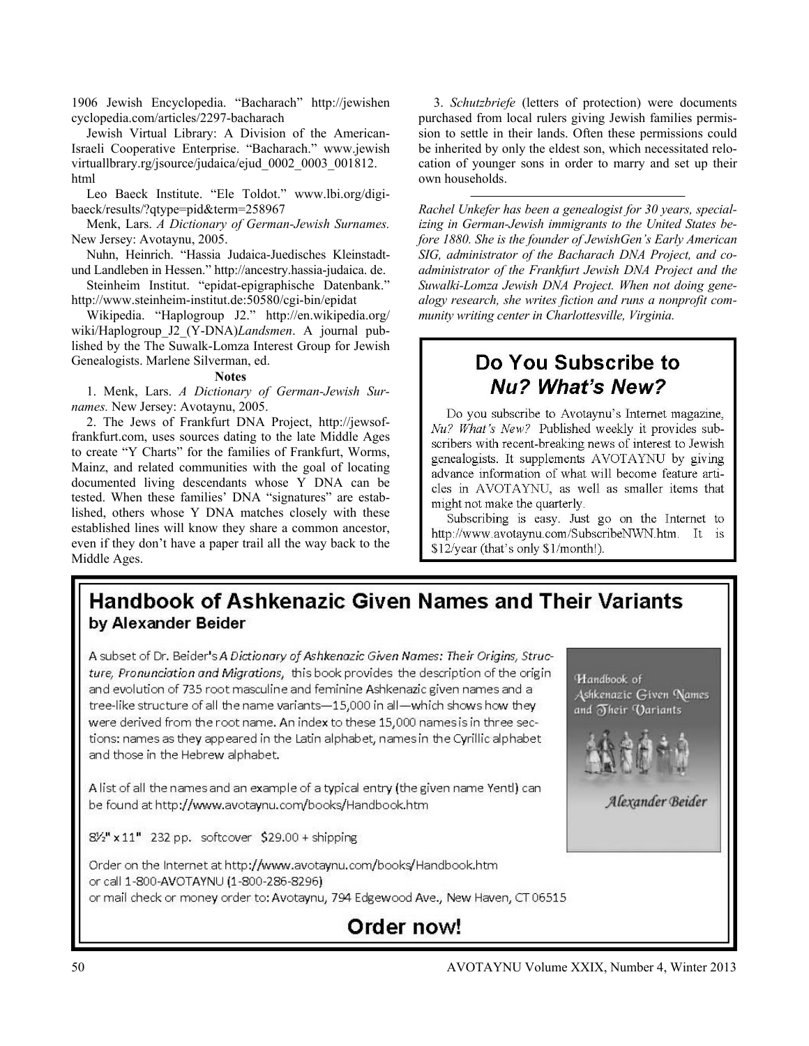1906 Jewish Encyclopedia. "Bacharach" http://jewishencyclopedia.com/articles/2297-bacharach

Jewish Virtual Library: A Division of the American-Israeli Cooperative Enterprise. "Bacharach." www.jewishvirtuallbrary.rg/jsource/judaica/ejud_0002_0003_001812.html

Leo Baeck Institute. "Ele Toldot." www.lbi.org/digibaeck/results/?qtype=pid&term=258967

Menk, Lars. *A Dictionary of German-Jewish Surnames.* New Jersey: Avotaynu, 2005.

Nuhn, Heinrich. "Hassia Judaica-Juedisches Kleinstadt- und Landleben in Hessen." http://ancestry.hassia-judaica. de.

Steinheim Institut. "epidat-epigraphische Datenbank." http://www.steinheim-institut.de:50580/cgi-bin/epidat

Wikipedia. "Haplogroup J2." http://en.wikipedia.org/wiki/Haplogroup_J2_(Y-DNA)*Landsmen*. A journal published by the The Suwalk-Lomza Interest Group for Jewish Genealogists. Marlene Silverman, ed.

**Notes**

1. Menk, Lars. *A Dictionary of German-Jewish Surnames.* New Jersey: Avotaynu, 2005.

2. The Jews of Frankfurt DNA Project, http://jewsoffrankfurt.com, uses sources dating to the late Middle Ages to create "Y Charts" for the families of Frankfurt, Worms, Mainz, and related communities with the goal of locating documented living descendants whose Y DNA can be tested. When these families' DNA "signatures" are established, others whose Y DNA matches closely with these established lines will know they share a common ancestor, even if they don't have a paper trail all the way back to the Middle Ages.

3. *Schutzbriefe* (letters of protection) were documents purchased from local rulers giving Jewish families permission to settle in their lands. Often these permissions could be inherited by only the eldest son, which necessitated relocation of younger sons in order to marry and set up their own households.

---

*Rachel Unkefer has been a genealogist for 30 years, specializing in German-Jewish immigrants to the United States before 1880. She is the founder of JewishGen's Early American SIG, administrator of the Bacharach DNA Project, and co-administrator of the Frankfurt Jewish DNA Project and the Suwalki-Lomza Jewish DNA Project. When not doing genealogy research, she writes fiction and runs a nonprofit community writing center in Charlottesville, Virginia.*

## Do You Subscribe to *Nu? What's New?*

Do you subscribe to Avotaynu's Internet magazine, *Nu? What's New?* Published weekly it provides subscribers with recent-breaking news of interest to Jewish genealogists. It supplements AVOTAYNU by giving advance information of what will become feature articles in AVOTAYNU, as well as smaller items that might not make the quarterly.

Subscribing is easy. Just go on the Internet to http://www.avotaynu.com/SubscribeNWN.htm. It is $12/year (that's only $1/month!).

## Handbook of Ashkenazic Given Names and Their Variants
**by Alexander Beider**

A subset of Dr. Beider's *A Dictionary of Ashkenazic Given Names: Their Origins, Structure, Pronunciation and Migrations*, this book provides the description of the origin and evolution of 735 root masculine and feminine Ashkenazic given names and a tree-like structure of all the name variants—15,000 in all—which shows how they were derived from the root name. An index to these 15,000 names is in three sections: names as they appeared in the Latin alphabet, names in the Cyrillic alphabet and those in the Hebrew alphabet.

A list of all the names and an example of a typical entry (the given name Yentl) can be found at http://www.avotaynu.com/books/Handbook.htm

8½" x 11" 232 pp. softcover $29.00 + shipping

Order on the Internet at http://www.avotaynu.com/books/Handbook.htm
or call 1-800-AVOTAYNU (1-800-286-8296)
or mail check or money order to: Avotaynu, 794 Edgewood Ave., New Haven, CT 06515

**Order now!**